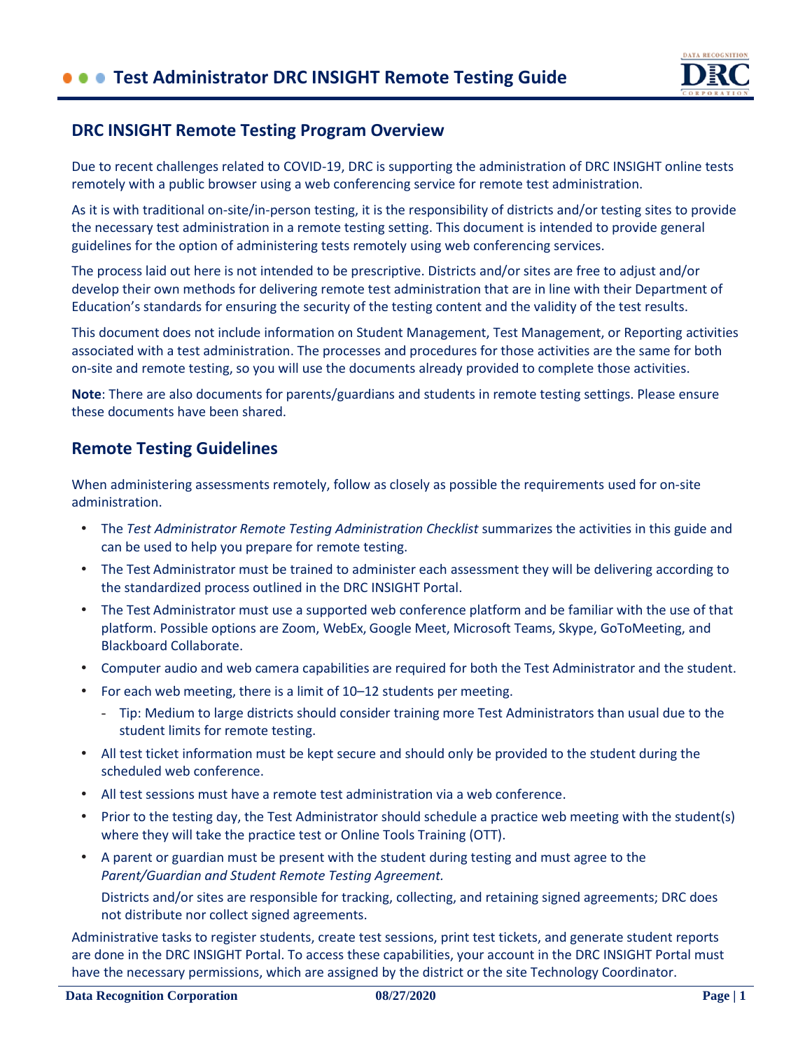# Test Administrator DRC INSIGHT Remote Testing Guide

## DRC INSIGHT Remote Testing Program Overview

Due to recent challenges related to COVID-19, DRC is supporting the administration of DRC INSIGHT online tests remotely with a public browser using a web conferencing service for remote test administration.

As it is with traditional on-site/in-person testing, it is the responsibility of districts and/or testing sites to provide the necessary test administration in a remote testing setting. This document is intended to provide general guidelines for the option of administering tests remotely using web conferencing services.

The process laid out here is not intended to be prescriptive. Districts and/or sites are free to adjust and/or develop their own methods for delivering remote test administration that are in line with their Department of Education's standards for ensuring the security of the testing content and the validity of the test results.

This document does not include information on Student Management, Test Management, or Reporting activities associated with a test administration. The processes and procedures for those activities are the same for both on-site and remote testing, so you will use the documents already provided to complete those activities.

**Note**: There are also documents for parents/guardians and students in remote testing settings. Please ensure these documents have been shared.

## Remote Testing Guidelines

When administering assessments remotely, follow as closely as possible the requirements used for on-site administration.

- The *Test Administrator Remote Testing Administration Checklist* summarizes the activities in this guide and can be used to help you prepare for remote testing.
- The Test Administrator must be trained to administer each assessment they will be delivering according to the standardized process outlined in the DRC INSIGHT Portal.
- The Test Administrator must use a supported web conference platform and be familiar with the use of that platform. Possible options are Zoom, WebEx, Google Meet, Microsoft Teams, Skype, GoToMeeting, and Blackboard Collaborate.
- Computer audio and web camera capabilities are required for both the Test Administrator and the student.
- For each web meeting, there is a limit of 10–12 students per meeting.
  - Tip: Medium to large districts should consider training more Test Administrators than usual due to the student limits for remote testing.
- All test ticket information must be kept secure and should only be provided to the student during the scheduled web conference.
- All test sessions must have a remote test administration via a web conference.
- Prior to the testing day, the Test Administrator should schedule a practice web meeting with the student(s) where they will take the practice test or Online Tools Training (OTT).
- A parent or guardian must be present with the student during testing and must agree to the *Parent/Guardian and Student Remote Testing Agreement.*

  Districts and/or sites are responsible for tracking, collecting, and retaining signed agreements; DRC does not distribute nor collect signed agreements.

Administrative tasks to register students, create test sessions, print test tickets, and generate student reports are done in the DRC INSIGHT Portal. To access these capabilities, your account in the DRC INSIGHT Portal must have the necessary permissions, which are assigned by the district or the site Technology Coordinator.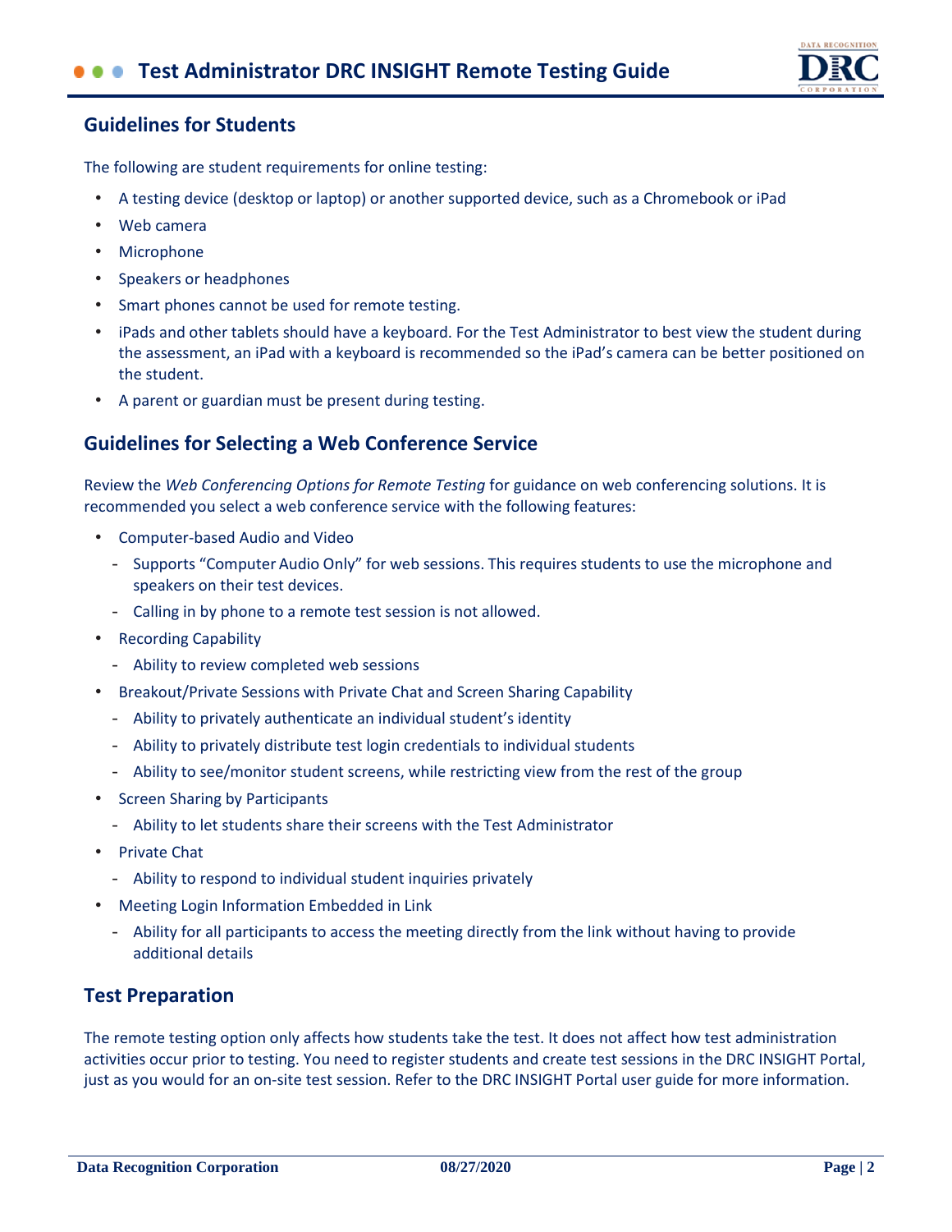## Guidelines for Students

The following are student requirements for online testing:

- A testing device (desktop or laptop) or another supported device, such as a Chromebook or iPad
- Web camera
- Microphone
- Speakers or headphones
- Smart phones cannot be used for remote testing.
- iPads and other tablets should have a keyboard. For the Test Administrator to best view the student during the assessment, an iPad with a keyboard is recommended so the iPad's camera can be better positioned on the student.
- A parent or guardian must be present during testing.

## Guidelines for Selecting a Web Conference Service

Review the *Web Conferencing Options for Remote Testing* for guidance on web conferencing solutions. It is recommended you select a web conference service with the following features:

- Computer-based Audio and Video
  - Supports "Computer Audio Only" for web sessions. This requires students to use the microphone and speakers on their test devices.
  - Calling in by phone to a remote test session is not allowed.
- Recording Capability
  - Ability to review completed web sessions
- Breakout/Private Sessions with Private Chat and Screen Sharing Capability
  - Ability to privately authenticate an individual student's identity
  - Ability to privately distribute test login credentials to individual students
  - Ability to see/monitor student screens, while restricting view from the rest of the group
- Screen Sharing by Participants
  - Ability to let students share their screens with the Test Administrator
- Private Chat
  - Ability to respond to individual student inquiries privately
- Meeting Login Information Embedded in Link
  - Ability for all participants to access the meeting directly from the link without having to provide additional details

## Test Preparation

The remote testing option only affects how students take the test. It does not affect how test administration activities occur prior to testing. You need to register students and create test sessions in the DRC INSIGHT Portal, just as you would for an on-site test session. Refer to the DRC INSIGHT Portal user guide for more information.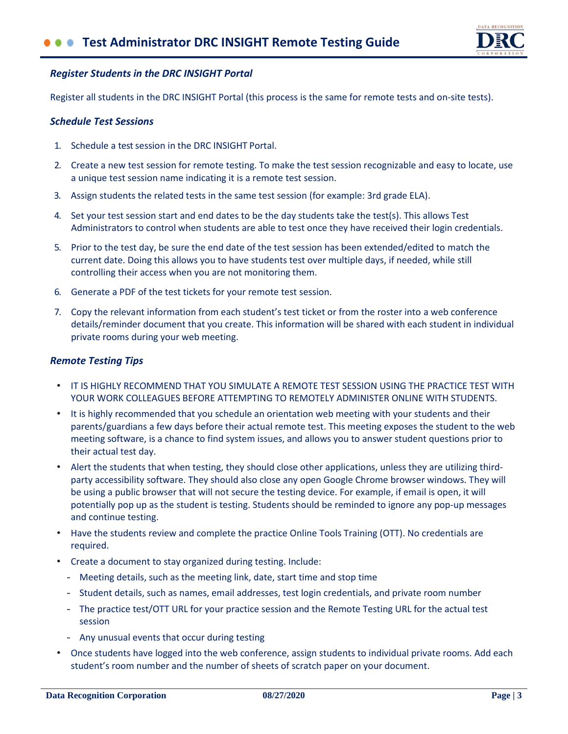### *Register Students in the DRC INSIGHT Portal*

Register all students in the DRC INSIGHT Portal (this process is the same for remote tests and on-site tests).

### *Schedule Test Sessions*

1. Schedule a test session in the DRC INSIGHT Portal.
2. Create a new test session for remote testing. To make the test session recognizable and easy to locate, use a unique test session name indicating it is a remote test session.
3. Assign students the related tests in the same test session (for example: 3rd grade ELA).
4. Set your test session start and end dates to be the day students take the test(s). This allows Test Administrators to control when students are able to test once they have received their login credentials.
5. Prior to the test day, be sure the end date of the test session has been extended/edited to match the current date. Doing this allows you to have students test over multiple days, if needed, while still controlling their access when you are not monitoring them.
6. Generate a PDF of the test tickets for your remote test session.
7. Copy the relevant information from each student's test ticket or from the roster into a web conference details/reminder document that you create. This information will be shared with each student in individual private rooms during your web meeting.

### *Remote Testing Tips*

- IT IS HIGHLY RECOMMEND THAT YOU SIMULATE A REMOTE TEST SESSION USING THE PRACTICE TEST WITH YOUR WORK COLLEAGUES BEFORE ATTEMPTING TO REMOTELY ADMINISTER ONLINE WITH STUDENTS.
- It is highly recommended that you schedule an orientation web meeting with your students and their parents/guardians a few days before their actual remote test. This meeting exposes the student to the web meeting software, is a chance to find system issues, and allows you to answer student questions prior to their actual test day.
- Alert the students that when testing, they should close other applications, unless they are utilizing third-party accessibility software. They should also close any open Google Chrome browser windows. They will be using a public browser that will not secure the testing device. For example, if email is open, it will potentially pop up as the student is testing. Students should be reminded to ignore any pop-up messages and continue testing.
- Have the students review and complete the practice Online Tools Training (OTT). No credentials are required.
- Create a document to stay organized during testing. Include:
  - Meeting details, such as the meeting link, date, start time and stop time
  - Student details, such as names, email addresses, test login credentials, and private room number
  - The practice test/OTT URL for your practice session and the Remote Testing URL for the actual test session
  - Any unusual events that occur during testing
- Once students have logged into the web conference, assign students to individual private rooms. Add each student's room number and the number of sheets of scratch paper on your document.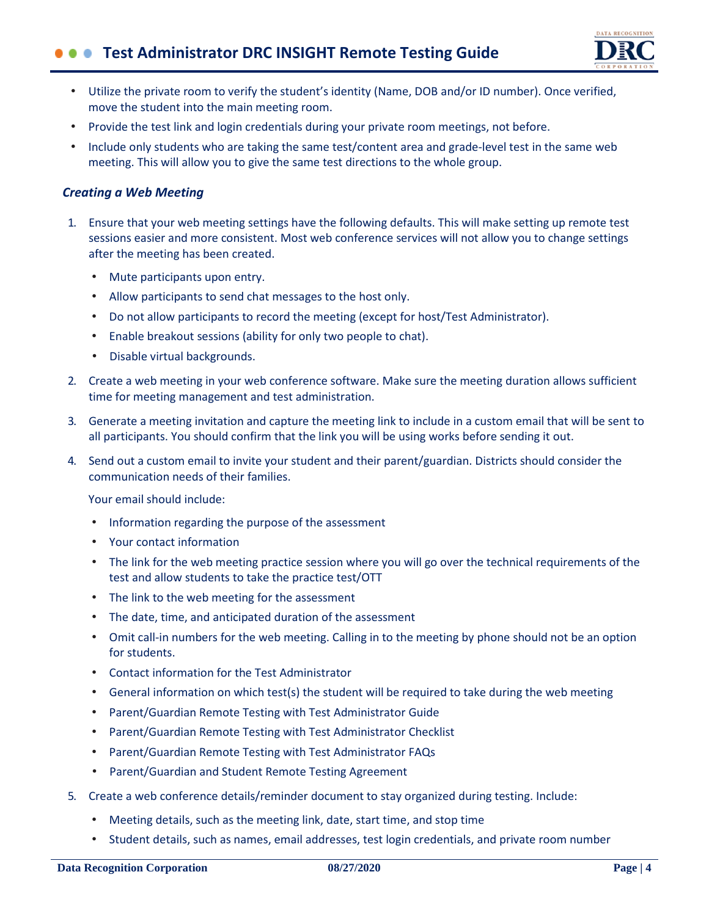- Utilize the private room to verify the student's identity (Name, DOB and/or ID number). Once verified, move the student into the main meeting room.
- Provide the test link and login credentials during your private room meetings, not before.
- Include only students who are taking the same test/content area and grade-level test in the same web meeting. This will allow you to give the same test directions to the whole group.

### *Creating a Web Meeting*

1. Ensure that your web meeting settings have the following defaults. This will make setting up remote test sessions easier and more consistent. Most web conference services will not allow you to change settings after the meeting has been created.
   - Mute participants upon entry.
   - Allow participants to send chat messages to the host only.
   - Do not allow participants to record the meeting (except for host/Test Administrator).
   - Enable breakout sessions (ability for only two people to chat).
   - Disable virtual backgrounds.
2. Create a web meeting in your web conference software. Make sure the meeting duration allows sufficient time for meeting management and test administration.
3. Generate a meeting invitation and capture the meeting link to include in a custom email that will be sent to all participants. You should confirm that the link you will be using works before sending it out.
4. Send out a custom email to invite your student and their parent/guardian. Districts should consider the communication needs of their families.

   Your email should include:
   - Information regarding the purpose of the assessment
   - Your contact information
   - The link for the web meeting practice session where you will go over the technical requirements of the test and allow students to take the practice test/OTT
   - The link to the web meeting for the assessment
   - The date, time, and anticipated duration of the assessment
   - Omit call-in numbers for the web meeting. Calling in to the meeting by phone should not be an option for students.
   - Contact information for the Test Administrator
   - General information on which test(s) the student will be required to take during the web meeting
   - Parent/Guardian Remote Testing with Test Administrator Guide
   - Parent/Guardian Remote Testing with Test Administrator Checklist
   - Parent/Guardian Remote Testing with Test Administrator FAQs
   - Parent/Guardian and Student Remote Testing Agreement
5. Create a web conference details/reminder document to stay organized during testing. Include:
   - Meeting details, such as the meeting link, date, start time, and stop time
   - Student details, such as names, email addresses, test login credentials, and private room number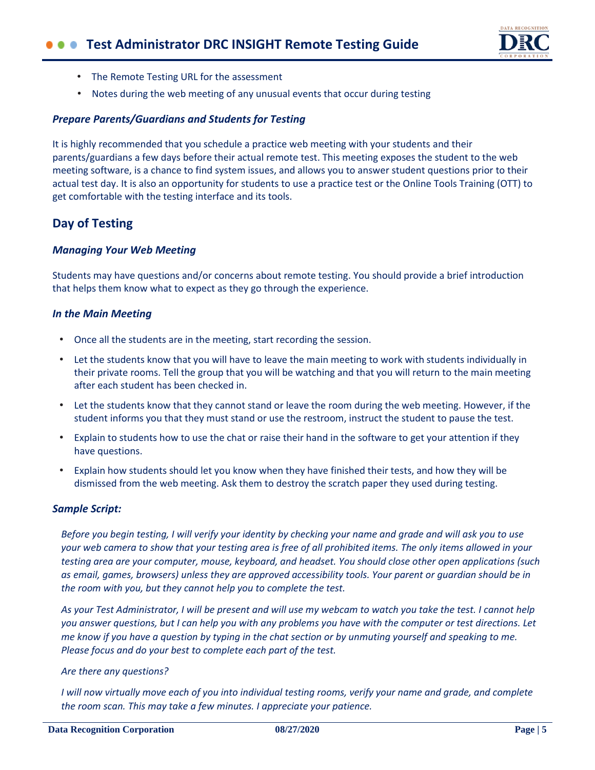- The Remote Testing URL for the assessment
- Notes during the web meeting of any unusual events that occur during testing

### *Prepare Parents/Guardians and Students for Testing*

It is highly recommended that you schedule a practice web meeting with your students and their parents/guardians a few days before their actual remote test. This meeting exposes the student to the web meeting software, is a chance to find system issues, and allows you to answer student questions prior to their actual test day. It is also an opportunity for students to use a practice test or the Online Tools Training (OTT) to get comfortable with the testing interface and its tools.

## Day of Testing

### *Managing Your Web Meeting*

Students may have questions and/or concerns about remote testing. You should provide a brief introduction that helps them know what to expect as they go through the experience.

### *In the Main Meeting*

- Once all the students are in the meeting, start recording the session.
- Let the students know that you will have to leave the main meeting to work with students individually in their private rooms. Tell the group that you will be watching and that you will return to the main meeting after each student has been checked in.
- Let the students know that they cannot stand or leave the room during the web meeting. However, if the student informs you that they must stand or use the restroom, instruct the student to pause the test.
- Explain to students how to use the chat or raise their hand in the software to get your attention if they have questions.
- Explain how students should let you know when they have finished their tests, and how they will be dismissed from the web meeting. Ask them to destroy the scratch paper they used during testing.

### *Sample Script:*

*Before you begin testing, I will verify your identity by checking your name and grade and will ask you to use your web camera to show that your testing area is free of all prohibited items. The only items allowed in your testing area are your computer, mouse, keyboard, and headset. You should close other open applications (such as email, games, browsers) unless they are approved accessibility tools. Your parent or guardian should be in the room with you, but they cannot help you to complete the test.*

*As your Test Administrator, I will be present and will use my webcam to watch you take the test. I cannot help you answer questions, but I can help you with any problems you have with the computer or test directions. Let me know if you have a question by typing in the chat section or by unmuting yourself and speaking to me. Please focus and do your best to complete each part of the test.*

*Are there any questions?*

*I will now virtually move each of you into individual testing rooms, verify your name and grade, and complete the room scan. This may take a few minutes. I appreciate your patience.*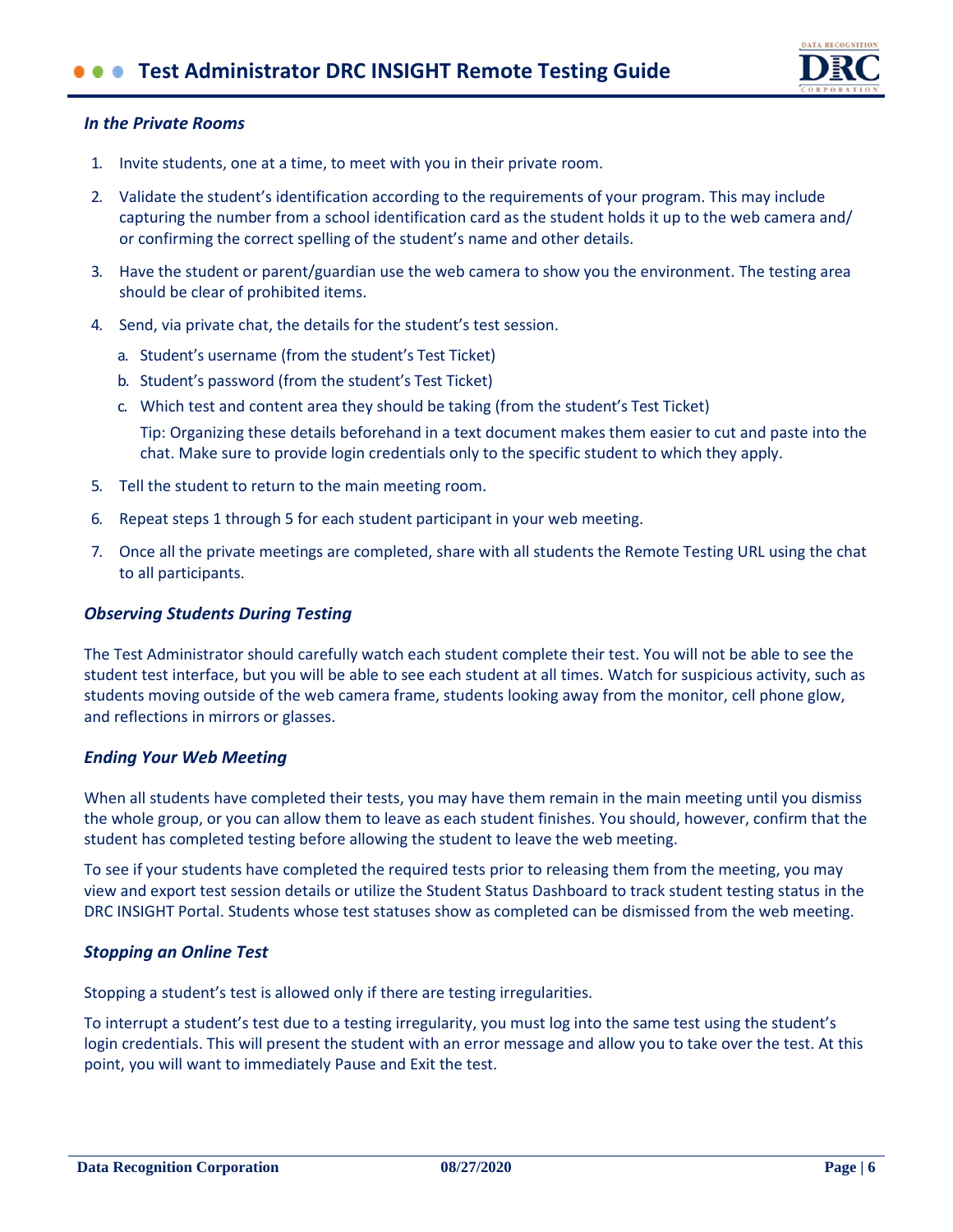### *In the Private Rooms*

1. Invite students, one at a time, to meet with you in their private room.
2. Validate the student's identification according to the requirements of your program. This may include capturing the number from a school identification card as the student holds it up to the web camera and/or confirming the correct spelling of the student's name and other details.
3. Have the student or parent/guardian use the web camera to show you the environment. The testing area should be clear of prohibited items.
4. Send, via private chat, the details for the student's test session.
   a. Student's username (from the student's Test Ticket)
   b. Student's password (from the student's Test Ticket)
   c. Which test and content area they should be taking (from the student's Test Ticket)

   Tip: Organizing these details beforehand in a text document makes them easier to cut and paste into the chat. Make sure to provide login credentials only to the specific student to which they apply.
5. Tell the student to return to the main meeting room.
6. Repeat steps 1 through 5 for each student participant in your web meeting.
7. Once all the private meetings are completed, share with all students the Remote Testing URL using the chat to all participants.

### *Observing Students During Testing*

The Test Administrator should carefully watch each student complete their test. You will not be able to see the student test interface, but you will be able to see each student at all times. Watch for suspicious activity, such as students moving outside of the web camera frame, students looking away from the monitor, cell phone glow, and reflections in mirrors or glasses.

### *Ending Your Web Meeting*

When all students have completed their tests, you may have them remain in the main meeting until you dismiss the whole group, or you can allow them to leave as each student finishes. You should, however, confirm that the student has completed testing before allowing the student to leave the web meeting.

To see if your students have completed the required tests prior to releasing them from the meeting, you may view and export test session details or utilize the Student Status Dashboard to track student testing status in the DRC INSIGHT Portal. Students whose test statuses show as completed can be dismissed from the web meeting.

### *Stopping an Online Test*

Stopping a student's test is allowed only if there are testing irregularities.

To interrupt a student's test due to a testing irregularity, you must log into the same test using the student's login credentials. This will present the student with an error message and allow you to take over the test. At this point, you will want to immediately Pause and Exit the test.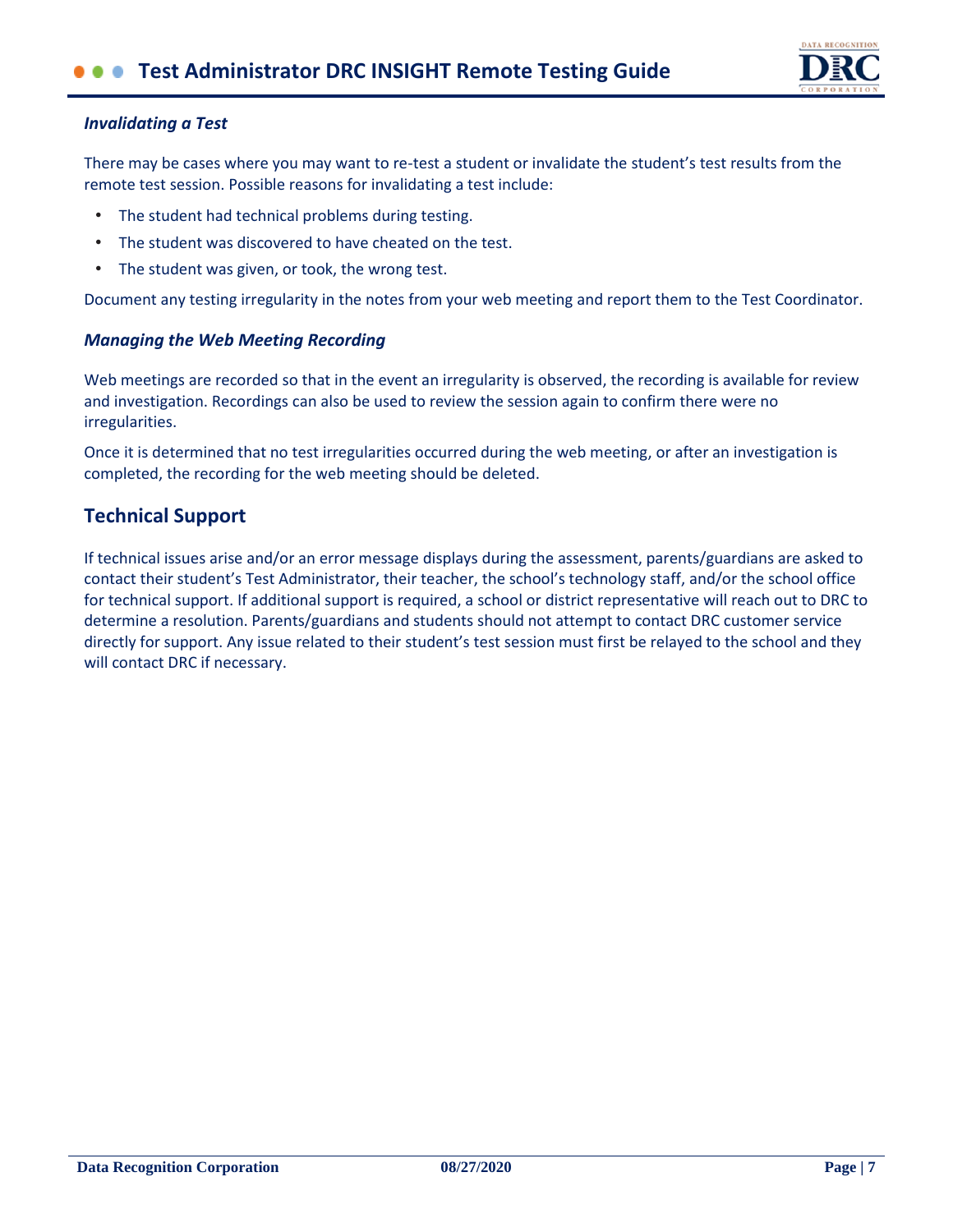### *Invalidating a Test*

There may be cases where you may want to re-test a student or invalidate the student's test results from the remote test session. Possible reasons for invalidating a test include:

- The student had technical problems during testing.
- The student was discovered to have cheated on the test.
- The student was given, or took, the wrong test.

Document any testing irregularity in the notes from your web meeting and report them to the Test Coordinator.

### *Managing the Web Meeting Recording*

Web meetings are recorded so that in the event an irregularity is observed, the recording is available for review and investigation. Recordings can also be used to review the session again to confirm there were no irregularities.

Once it is determined that no test irregularities occurred during the web meeting, or after an investigation is completed, the recording for the web meeting should be deleted.

## Technical Support

If technical issues arise and/or an error message displays during the assessment, parents/guardians are asked to contact their student's Test Administrator, their teacher, the school's technology staff, and/or the school office for technical support. If additional support is required, a school or district representative will reach out to DRC to determine a resolution. Parents/guardians and students should not attempt to contact DRC customer service directly for support. Any issue related to their student's test session must first be relayed to the school and they will contact DRC if necessary.